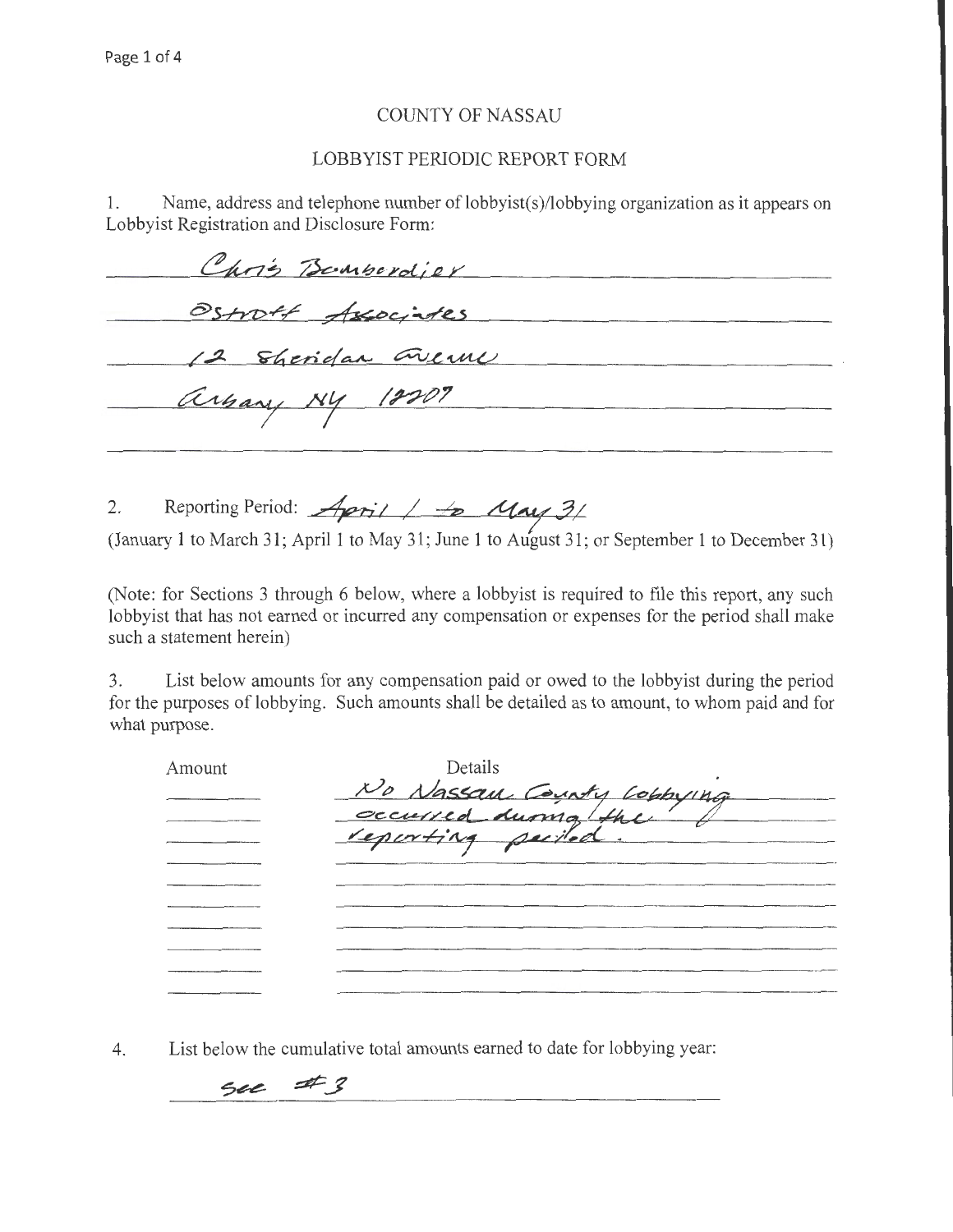# COUNTY OF NASSAU

## LOBBYIST PERIODIC REPORT FORM

1. Name, address and telephone number of lobbyist(s)/lobbying organization as it appears on Lobbyist Registration and Disclosure Form:

Chris Bombardier
Ostroff Associates
12 Sheridan Avenue
Albany NY 12207

2. Reporting Period: April 1 to May 31

(January 1 to March 31; April 1 to May 31; June 1 to August 31; or September 1 to December 31)

(Note: for Sections 3 through 6 below, where a lobbyist is required to file this report, any such lobbyist that has not earned or incurred any compensation or expenses for the period shall make such a statement herein)

3. List below amounts for any compensation paid or owed to the lobbyist during the period for the purposes of lobbying. Such amounts shall be detailed as to amount, to whom paid and for what purpose.

| Amount | Details |
|---|---|
| | No Nassau County lobbying occurred during the reporting period. |

4. List below the cumulative total amounts earned to date for lobbying year:

See #3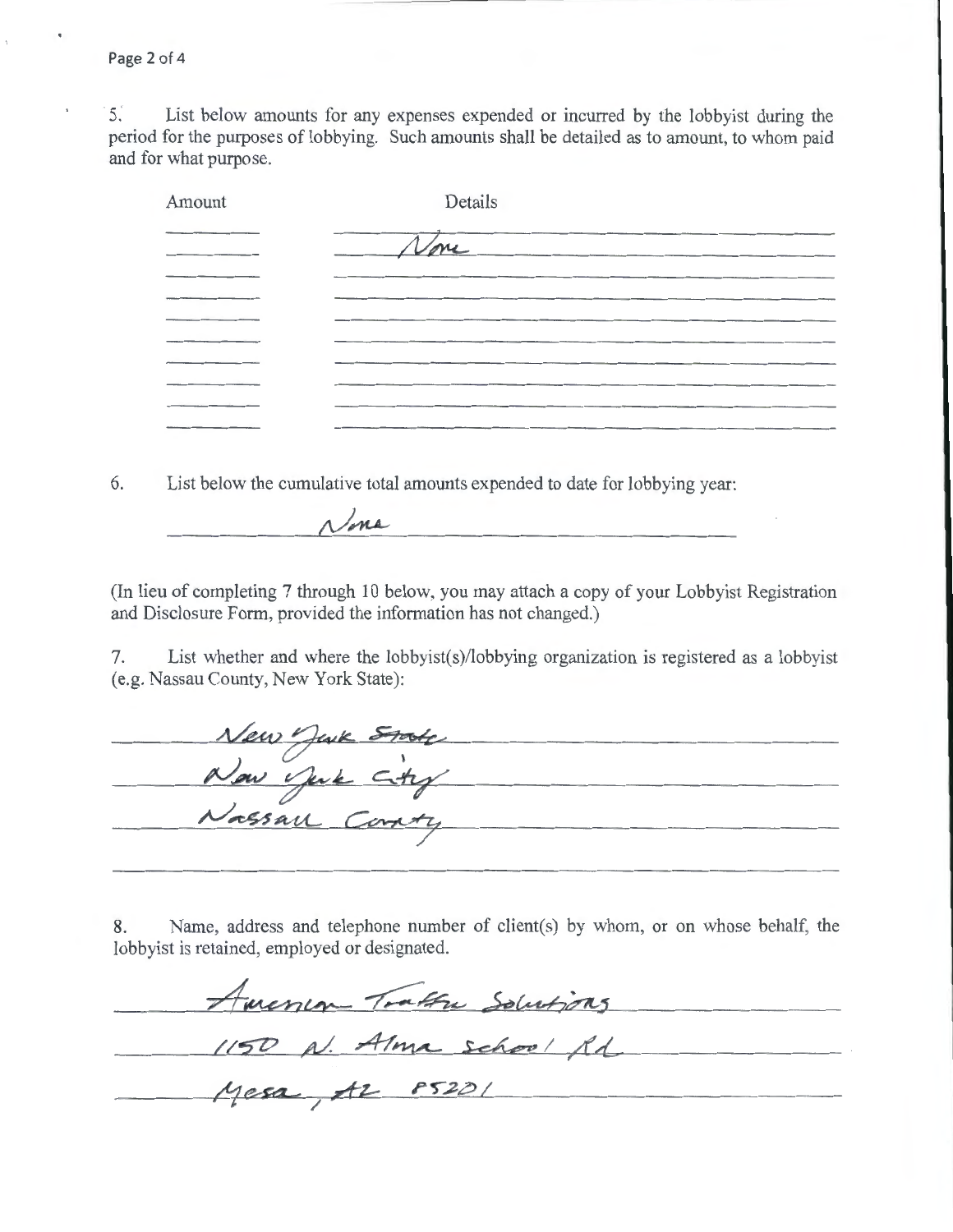5. List below amounts for any expenses expended or incurred by the lobbyist during the period for the purposes of lobbying. Such amounts shall be detailed as to amount, to whom paid and for what purpose.

| Amount | Details |
| --- | --- |
| | None |

6. List below the cumulative total amounts expended to date for lobbying year:

None

(In lieu of completing 7 through 10 below, you may attach a copy of your Lobbyist Registration and Disclosure Form, provided the information has not changed.)

7. List whether and where the lobbyist(s)/lobbying organization is registered as a lobbyist (e.g. Nassau County, New York State):

New York State
New York City
Nassau County

8. Name, address and telephone number of client(s) by whom, or on whose behalf, the lobbyist is retained, employed or designated.

American Traffic Solutions
1150 N. Alma School Rd
Mesa, AZ 85201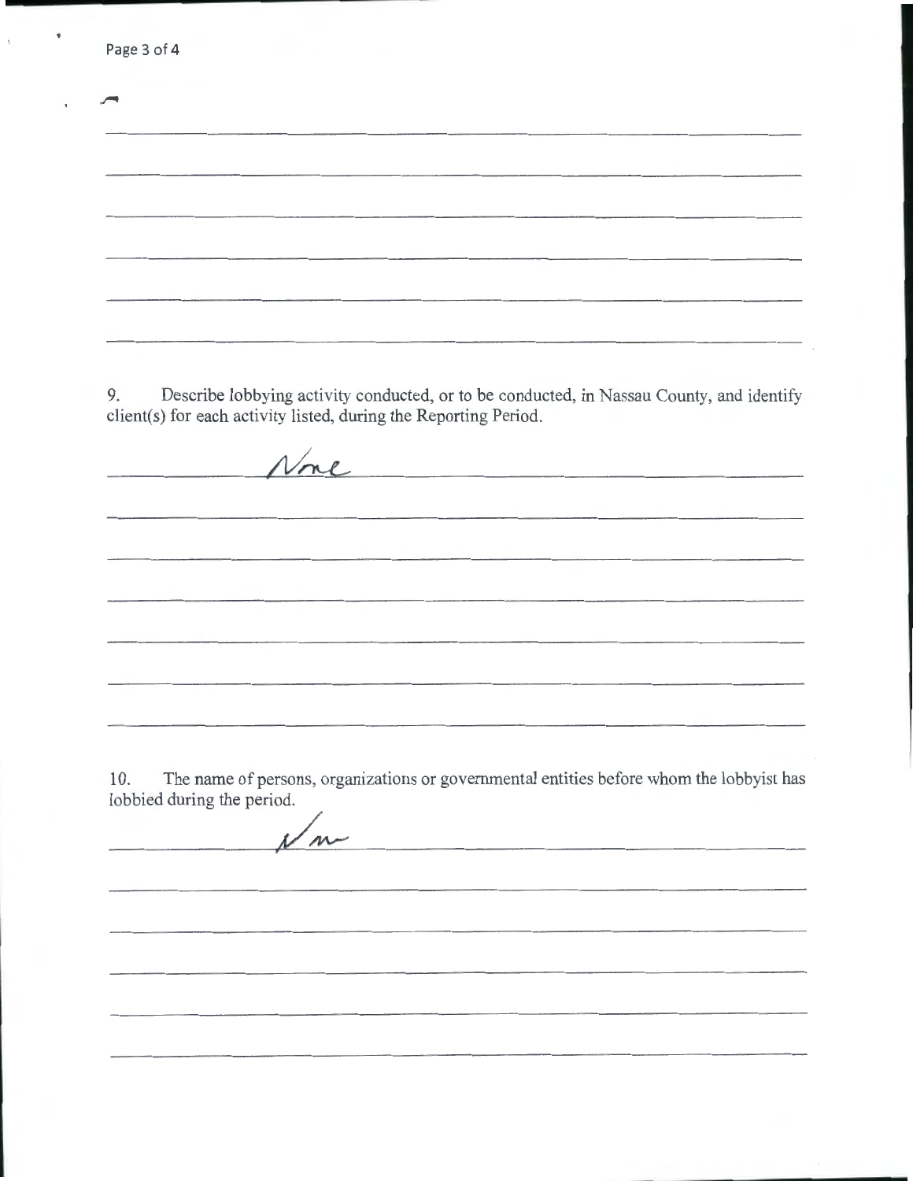9. Describe lobbying activity conducted, or to be conducted, in Nassau County, and identify client(s) for each activity listed, during the Reporting Period.

None

10. The name of persons, organizations or governmental entities before whom the lobbyist has lobbied during the period.

Nm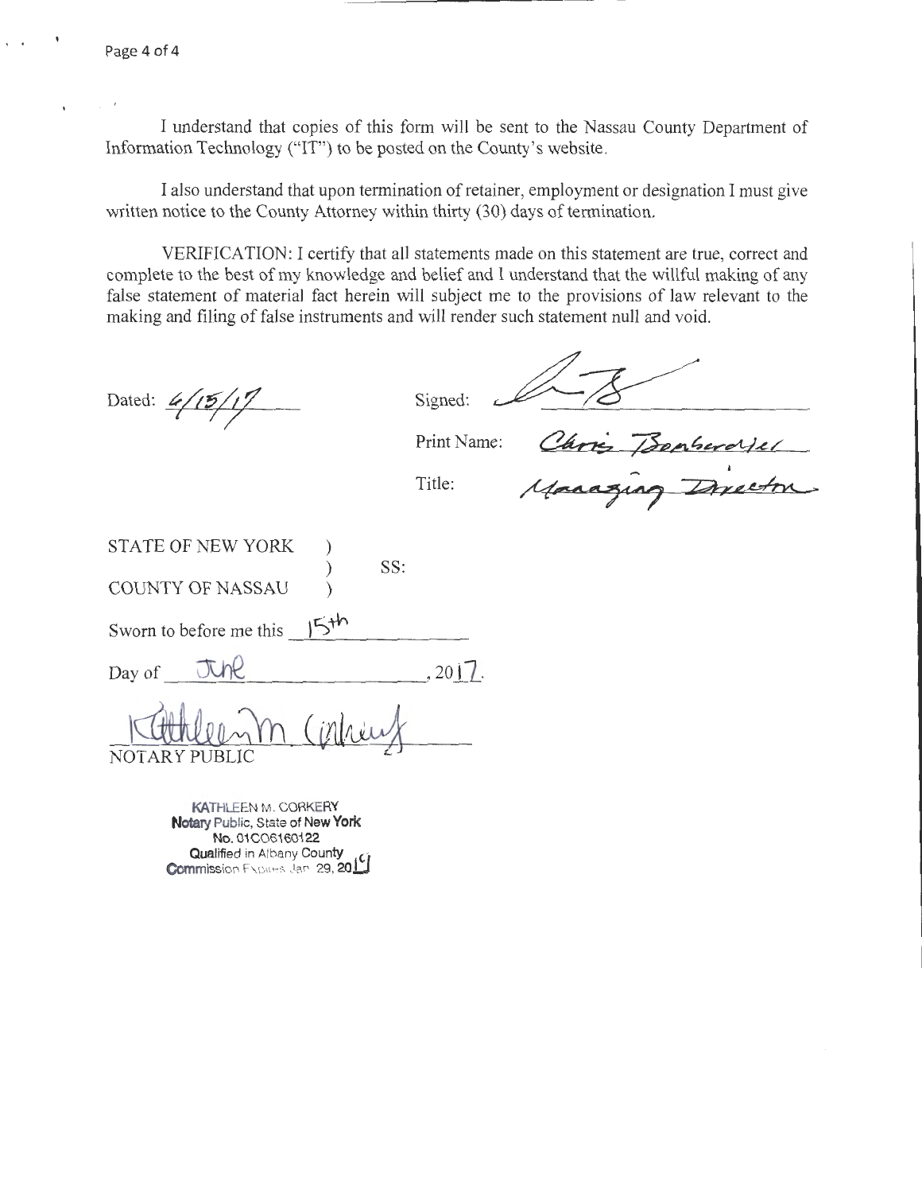I understand that copies of this form will be sent to the Nassau County Department of Information Technology ("IT") to be posted on the County's website.

I also understand that upon termination of retainer, employment or designation I must give written notice to the County Attorney within thirty (30) days of termination.

VERIFICATION: I certify that all statements made on this statement are true, correct and complete to the best of my knowledge and belief and I understand that the willful making of any false statement of material fact herein will subject me to the provisions of law relevant to the making and filing of false instruments and will render such statement null and void.

Dated: 6/15/17

Signed:

Print Name: Chris Boaberdier

Title: Managing Director

STATE OF NEW YORK )
) SS:
COUNTY OF NASSAU )

Sworn to before me this 15th

Day of June, 2017.

Kathleen M. Corkery
NOTARY PUBLIC

KATHLEEN M. CORKERY
Notary Public, State of New York
No. 01CO6160122
Qualified in Albany County
Commission Expires Jan 29, 2019